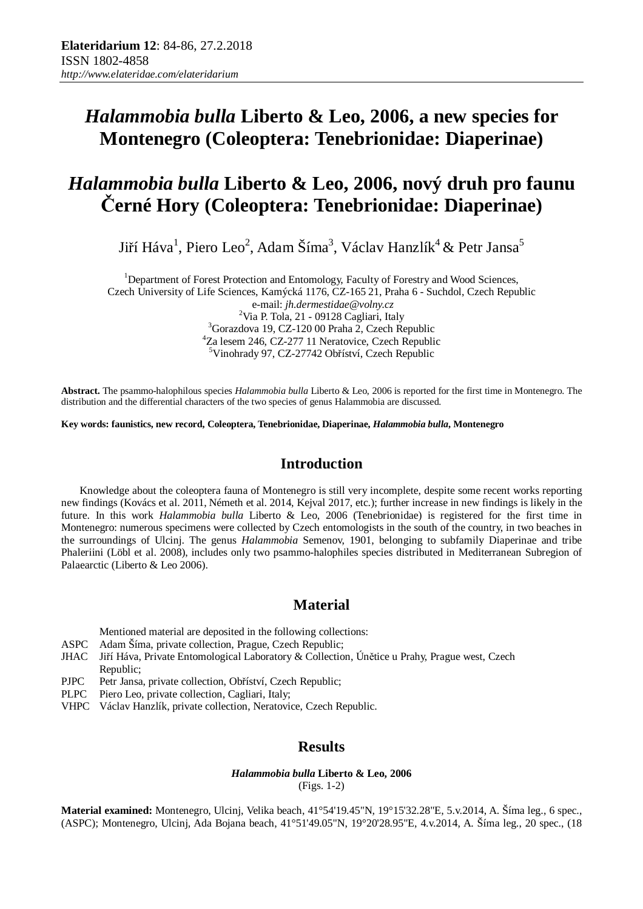# *Halammobia bulla* Liberto & Leo, 2006, a new species for Montenegro (Coleoptera: Tenebrionidae: Diaperinae)

# *Halammobia bulla* Liberto & Leo, 2006, nový druh pro faunu Černé Hory (Coleoptera: Tenebrionidae: Diaperinae)

Jiří Háva[1], Piero Leo[2], Adam Šíma[3], Václav Hanzlík[4] & Petr Jansa[5]

[1]Department of Forest Protection and Entomology, Faculty of Forestry and Wood Sciences, Czech University of Life Sciences, Kamýcká 1176, CZ-165 21, Praha 6 - Suchdol, Czech Republic
e-mail: *jh.dermestidae@volny.cz*
[2]Via P. Tola, 21 - 09128 Cagliari, Italy
[3]Gorazdova 19, CZ-120 00 Praha 2, Czech Republic
[4]Za lesem 246, CZ-277 11 Neratovice, Czech Republic
[5]Vinohrady 97, CZ-27742 Obříství, Czech Republic

**Abstract.** The psammo-halophilous species *Halammobia bulla* Liberto & Leo, 2006 is reported for the first time in Montenegro. The distribution and the differential characters of the two species of genus Halammobia are discussed.

**Key words: faunistics, new record, Coleoptera, Tenebrionidae, Diaperinae, *Halammobia bulla*, Montenegro**

## Introduction

Knowledge about the coleoptera fauna of Montenegro is still very incomplete, despite some recent works reporting new findings (Kovács et al. 2011, Németh et al. 2014, Kejval 2017, etc.); further increase in new findings is likely in the future. In this work *Halammobia bulla* Liberto & Leo, 2006 (Tenebrionidae) is registered for the first time in Montenegro: numerous specimens were collected by Czech entomologists in the south of the country, in two beaches in the surroundings of Ulcinj. The genus *Halammobia* Semenov, 1901, belonging to subfamily Diaperinae and tribe Phaleriini (Löbl et al. 2008), includes only two psammo-halophiles species distributed in Mediterranean Subregion of Palaearctic (Liberto & Leo 2006).

## Material

Mentioned material are deposited in the following collections:

- ASPC Adam Šíma, private collection, Prague, Czech Republic;
- JHAC Jiří Háva, Private Entomological Laboratory & Collection, Únětice u Prahy, Prague west, Czech Republic;
- PJPC Petr Jansa, private collection, Obříství, Czech Republic;
- PLPC Piero Leo, private collection, Cagliari, Italy;
- VHPC Václav Hanzlík, private collection, Neratovice, Czech Republic.

## Results

***Halammobia bulla* Liberto & Leo, 2006**
(Figs. 1-2)

**Material examined:** Montenegro, Ulcinj, Velika beach, 41°54'19.45"N, 19°15'32.28"E, 5.v.2014, A. Šíma leg., 6 spec., (ASPC); Montenegro, Ulcinj, Ada Bojana beach, 41°51'49.05"N, 19°20'28.95"E, 4.v.2014, A. Šíma leg., 20 spec., (18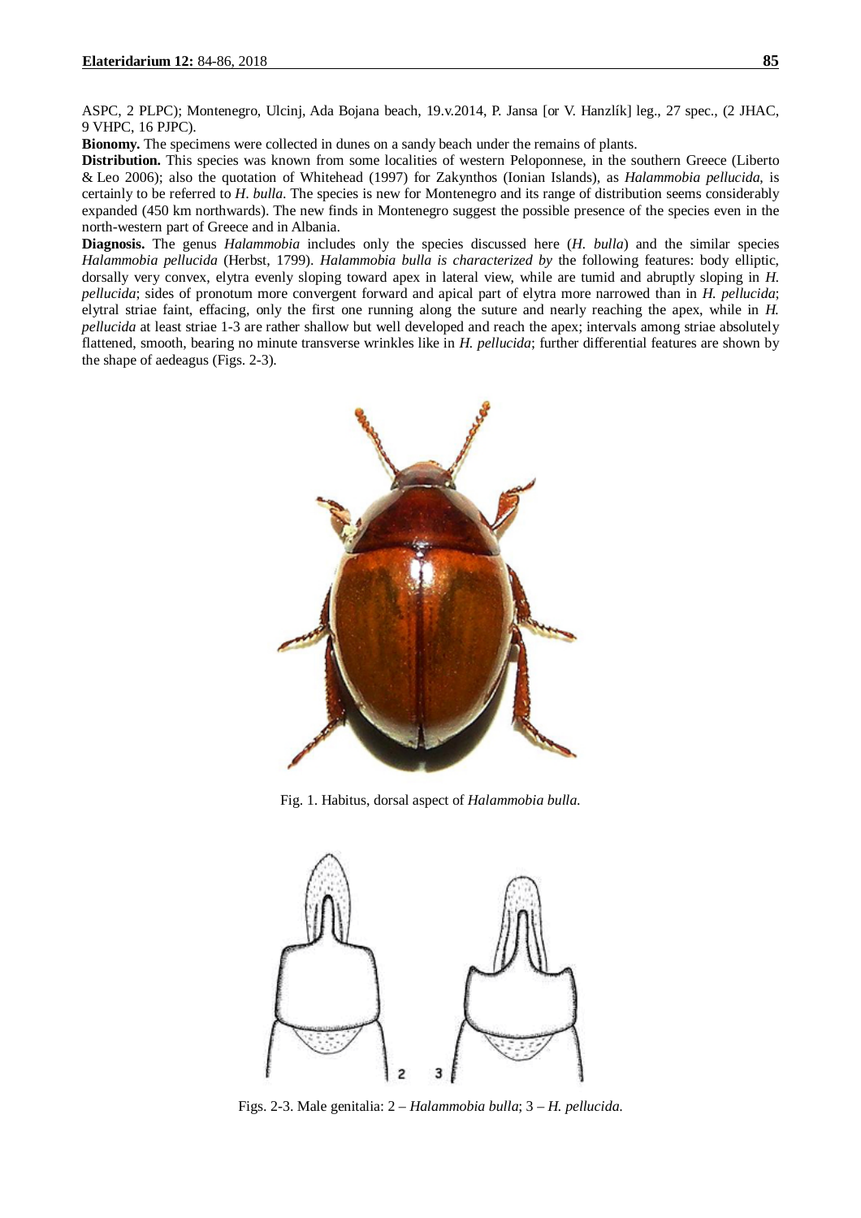ASPC, 2 PLPC); Montenegro, Ulcinj, Ada Bojana beach, 19.v.2014, P. Jansa [or V. Hanzlík] leg., 27 spec., (2 JHAC, 9 VHPC, 16 PJPC).

**Bionomy.** The specimens were collected in dunes on a sandy beach under the remains of plants.

**Distribution.** This species was known from some localities of western Peloponnese, in the southern Greece (Liberto & Leo 2006); also the quotation of Whitehead (1997) for Zakynthos (Ionian Islands), as *Halammobia pellucida*, is certainly to be referred to *H. bulla*. The species is new for Montenegro and its range of distribution seems considerably expanded (450 km northwards). The new finds in Montenegro suggest the possible presence of the species even in the north-western part of Greece and in Albania.

**Diagnosis.** The genus *Halammobia* includes only the species discussed here (*H. bulla*) and the similar species *Halammobia pellucida* (Herbst, 1799). *Halammobia bulla is characterized by* the following features: body elliptic, dorsally very convex, elytra evenly sloping toward apex in lateral view, while are tumid and abruptly sloping in *H. pellucida*; sides of pronotum more convergent forward and apical part of elytra more narrowed than in *H. pellucida*; elytral striae faint, effacing, only the first one running along the suture and nearly reaching the apex, while in *H. pellucida* at least striae 1-3 are rather shallow but well developed and reach the apex; intervals among striae absolutely flattened, smooth, bearing no minute transverse wrinkles like in *H. pellucida*; further differential features are shown by the shape of aedeagus (Figs. 2-3).

Fig. 1. Habitus, dorsal aspect of *Halammobia bulla*.

Figs. 2-3. Male genitalia: 2 – *Halammobia bulla*; 3 – *H. pellucida*.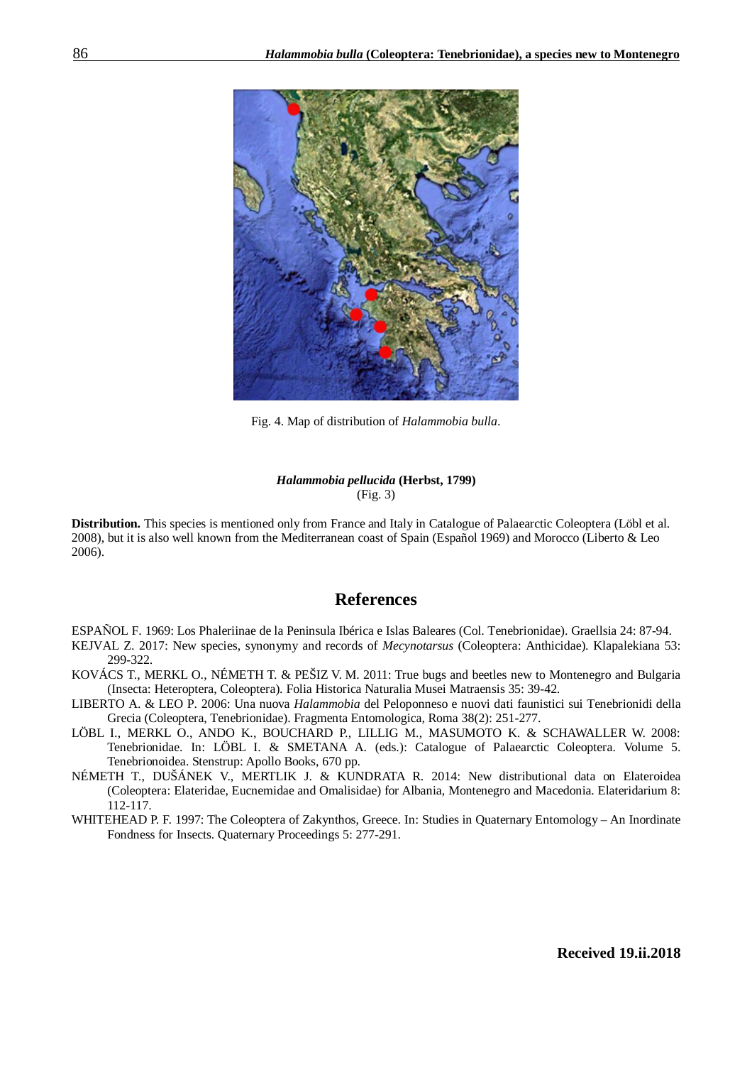Fig. 4. Map of distribution of *Halammobia bulla*.

***Halammobia pellucida* (Herbst, 1799)**
(Fig. 3)

**Distribution.** This species is mentioned only from France and Italy in Catalogue of Palaearctic Coleoptera (Löbl et al. 2008), but it is also well known from the Mediterranean coast of Spain (Español 1969) and Morocco (Liberto & Leo 2006).

## References

ESPAÑOL F. 1969: Los Phaleriinae de la Peninsula Ibérica e Islas Baleares (Col. Tenebrionidae). Graellsia 24: 87-94.

KEJVAL Z. 2017: New species, synonymy and records of *Mecynotarsus* (Coleoptera: Anthicidae). Klapalekiana 53: 299-322.

KOVÁCS T., MERKL O., NÉMETH T. & PEŠIZ V. M. 2011: True bugs and beetles new to Montenegro and Bulgaria (Insecta: Heteroptera, Coleoptera). Folia Historica Naturalia Musei Matraensis 35: 39-42.

LIBERTO A. & LEO P. 2006: Una nuova *Halammobia* del Peloponneso e nuovi dati faunistici sui Tenebrionidi della Grecia (Coleoptera, Tenebrionidae). Fragmenta Entomologica, Roma 38(2): 251-277.

LÖBL I., MERKL O., ANDO K., BOUCHARD P., LILLIG M., MASUMOTO K. & SCHAWALLER W. 2008: Tenebrionidae. In: LÖBL I. & SMETANA A. (eds.): Catalogue of Palaearctic Coleoptera. Volume 5. Tenebrionoidea. Stenstrup: Apollo Books, 670 pp.

NÉMETH T., DUŠÁNEK V., MERTLIK J. & KUNDRATA R. 2014: New distributional data on Elateroidea (Coleoptera: Elateridae, Eucnemidae and Omalisidae) for Albania, Montenegro and Macedonia. Elateridarium 8: 112-117.

WHITEHEAD P. F. 1997: The Coleoptera of Zakynthos, Greece. In: Studies in Quaternary Entomology – An Inordinate Fondness for Insects. Quaternary Proceedings 5: 277-291.

**Received 19.ii.2018**